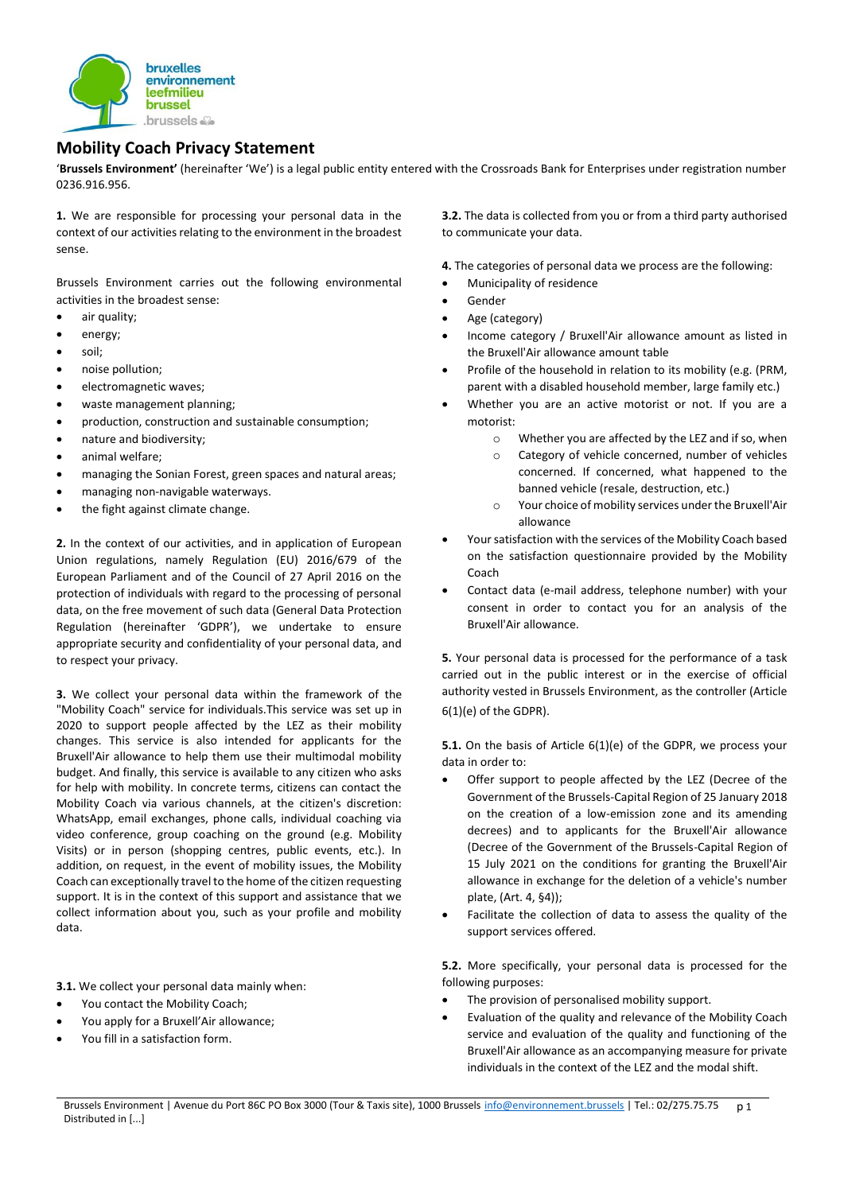# Mobility Coach Privacy Statement

'**Brussels Environment'** (hereinafter 'We') is a legal public entity entered with the Crossroads Bank for Enterprises under registration number 0236.916.956.

**1.** We are responsible for processing your personal data in the context of our activities relating to the environment in the broadest sense.

Brussels Environment carries out the following environmental activities in the broadest sense:

- air quality;
- energy;
- soil;
- noise pollution;
- electromagnetic waves;
- waste management planning;
- production, construction and sustainable consumption;
- nature and biodiversity;
- animal welfare;
- managing the Sonian Forest, green spaces and natural areas;
- managing non-navigable waterways.
- the fight against climate change.

**2.** In the context of our activities, and in application of European Union regulations, namely Regulation (EU) 2016/679 of the European Parliament and of the Council of 27 April 2016 on the protection of individuals with regard to the processing of personal data, on the free movement of such data (General Data Protection Regulation (hereinafter 'GDPR'), we undertake to ensure appropriate security and confidentiality of your personal data, and to respect your privacy.

**3.** We collect your personal data within the framework of the "Mobility Coach" service for individuals.This service was set up in 2020 to support people affected by the LEZ as their mobility changes. This service is also intended for applicants for the Bruxell'Air allowance to help them use their multimodal mobility budget. And finally, this service is available to any citizen who asks for help with mobility. In concrete terms, citizens can contact the Mobility Coach via various channels, at the citizen's discretion: WhatsApp, email exchanges, phone calls, individual coaching via video conference, group coaching on the ground (e.g. Mobility Visits) or in person (shopping centres, public events, etc.). In addition, on request, in the event of mobility issues, the Mobility Coach can exceptionally travel to the home of the citizen requesting support. It is in the context of this support and assistance that we collect information about you, such as your profile and mobility data.

**3.1.** We collect your personal data mainly when:

- You contact the Mobility Coach;
- You apply for a Bruxell'Air allowance;
- You fill in a satisfaction form.

**3.2.** The data is collected from you or from a third party authorised to communicate your data.

**4.** The categories of personal data we process are the following:

- Municipality of residence
- Gender
- Age (category)
- Income category / Bruxell'Air allowance amount as listed in the Bruxell'Air allowance amount table
- Profile of the household in relation to its mobility (e.g. (PRM, parent with a disabled household member, large family etc.)
- Whether you are an active motorist or not. If you are a motorist:
  - Whether you are affected by the LEZ and if so, when
  - Category of vehicle concerned, number of vehicles concerned. If concerned, what happened to the banned vehicle (resale, destruction, etc.)
  - Your choice of mobility services under the Bruxell'Air allowance
- Your satisfaction with the services of the Mobility Coach based on the satisfaction questionnaire provided by the Mobility Coach
- Contact data (e-mail address, telephone number) with your consent in order to contact you for an analysis of the Bruxell'Air allowance.

**5.** Your personal data is processed for the performance of a task carried out in the public interest or in the exercise of official authority vested in Brussels Environment, as the controller (Article 6(1)(e) of the GDPR).

**5.1.** On the basis of Article 6(1)(e) of the GDPR, we process your data in order to:

- Offer support to people affected by the LEZ (Decree of the Government of the Brussels-Capital Region of 25 January 2018 on the creation of a low-emission zone and its amending decrees) and to applicants for the Bruxell'Air allowance (Decree of the Government of the Brussels-Capital Region of 15 July 2021 on the conditions for granting the Bruxell'Air allowance in exchange for the deletion of a vehicle's number plate, (Art. 4, §4));
- Facilitate the collection of data to assess the quality of the support services offered.

**5.2.** More specifically, your personal data is processed for the following purposes:

- The provision of personalised mobility support.
- Evaluation of the quality and relevance of the Mobility Coach service and evaluation of the quality and functioning of the Bruxell'Air allowance as an accompanying measure for private individuals in the context of the LEZ and the modal shift.

Brussels Environment | Avenue du Port 86C PO Box 3000 (Tour & Taxis site), 1000 Brussels info@environnement.brussels | Tel.: 02/275.75.75
Distributed in [...]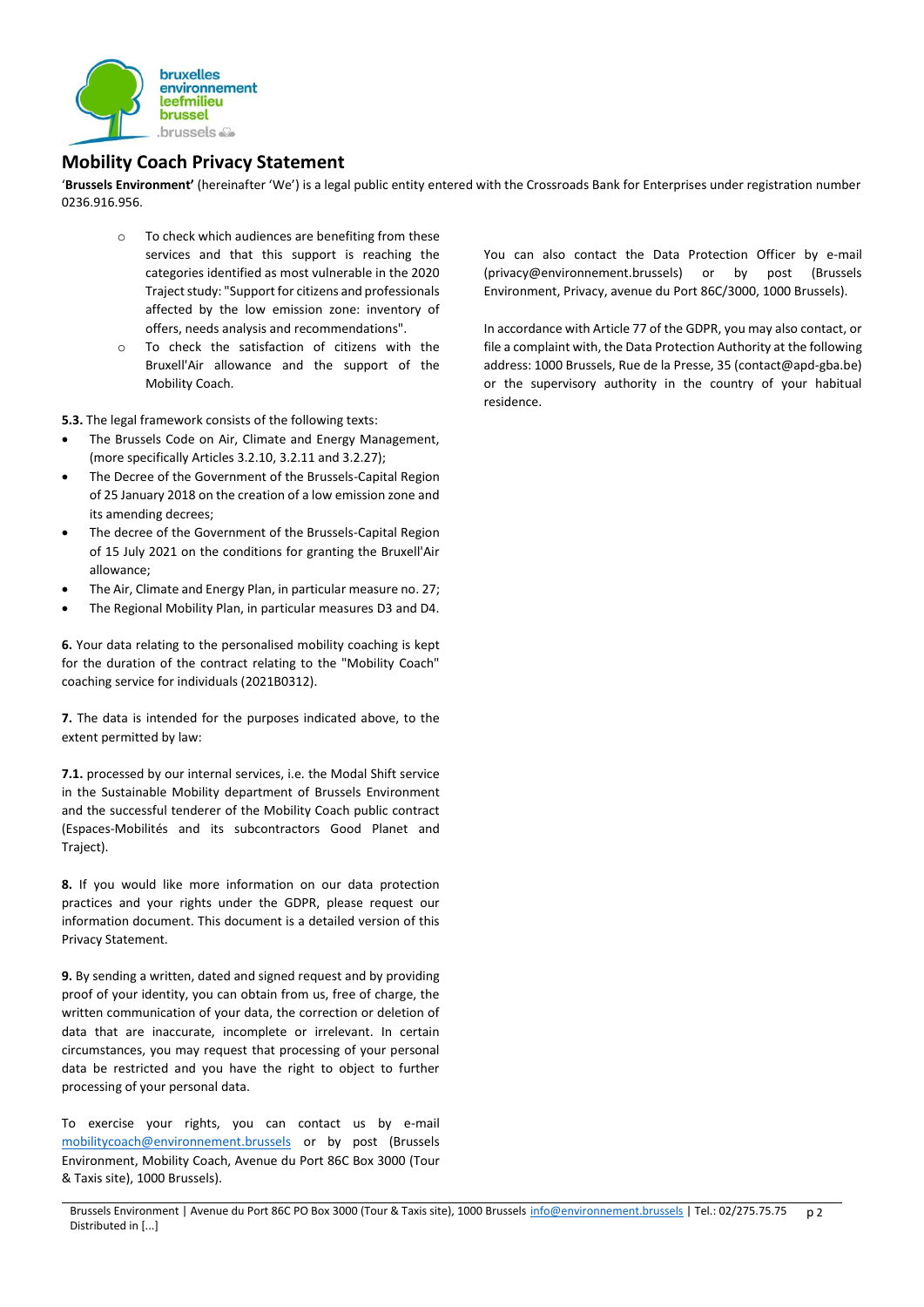## Mobility Coach Privacy Statement

'**Brussels Environment'** (hereinafter 'We') is a legal public entity entered with the Crossroads Bank for Enterprises under registration number 0236.916.956.

- To check which audiences are benefiting from these services and that this support is reaching the categories identified as most vulnerable in the 2020 Traject study: "Support for citizens and professionals affected by the low emission zone: inventory of offers, needs analysis and recommendations".
- To check the satisfaction of citizens with the Bruxell'Air allowance and the support of the Mobility Coach.

**5.3.** The legal framework consists of the following texts:

- The Brussels Code on Air, Climate and Energy Management, (more specifically Articles 3.2.10, 3.2.11 and 3.2.27);
- The Decree of the Government of the Brussels-Capital Region of 25 January 2018 on the creation of a low emission zone and its amending decrees;
- The decree of the Government of the Brussels-Capital Region of 15 July 2021 on the conditions for granting the Bruxell'Air allowance;
- The Air, Climate and Energy Plan, in particular measure no. 27;
- The Regional Mobility Plan, in particular measures D3 and D4.

**6.** Your data relating to the personalised mobility coaching is kept for the duration of the contract relating to the "Mobility Coach" coaching service for individuals (2021B0312).

**7.** The data is intended for the purposes indicated above, to the extent permitted by law:

**7.1.** processed by our internal services, i.e. the Modal Shift service in the Sustainable Mobility department of Brussels Environment and the successful tenderer of the Mobility Coach public contract (Espaces-Mobilités and its subcontractors Good Planet and Traject).

**8.** If you would like more information on our data protection practices and your rights under the GDPR, please request our information document. This document is a detailed version of this Privacy Statement.

**9.** By sending a written, dated and signed request and by providing proof of your identity, you can obtain from us, free of charge, the written communication of your data, the correction or deletion of data that are inaccurate, incomplete or irrelevant. In certain circumstances, you may request that processing of your personal data be restricted and you have the right to object to further processing of your personal data.

To exercise your rights, you can contact us by e-mail mobilitycoach@environnement.brussels or by post (Brussels Environment, Mobility Coach, Avenue du Port 86C Box 3000 (Tour & Taxis site), 1000 Brussels).

You can also contact the Data Protection Officer by e-mail (privacy@environnement.brussels) or by post (Brussels Environment, Privacy, avenue du Port 86C/3000, 1000 Brussels).

In accordance with Article 77 of the GDPR, you may also contact, or file a complaint with, the Data Protection Authority at the following address: 1000 Brussels, Rue de la Presse, 35 (contact@apd-gba.be) or the supervisory authority in the country of your habitual residence.